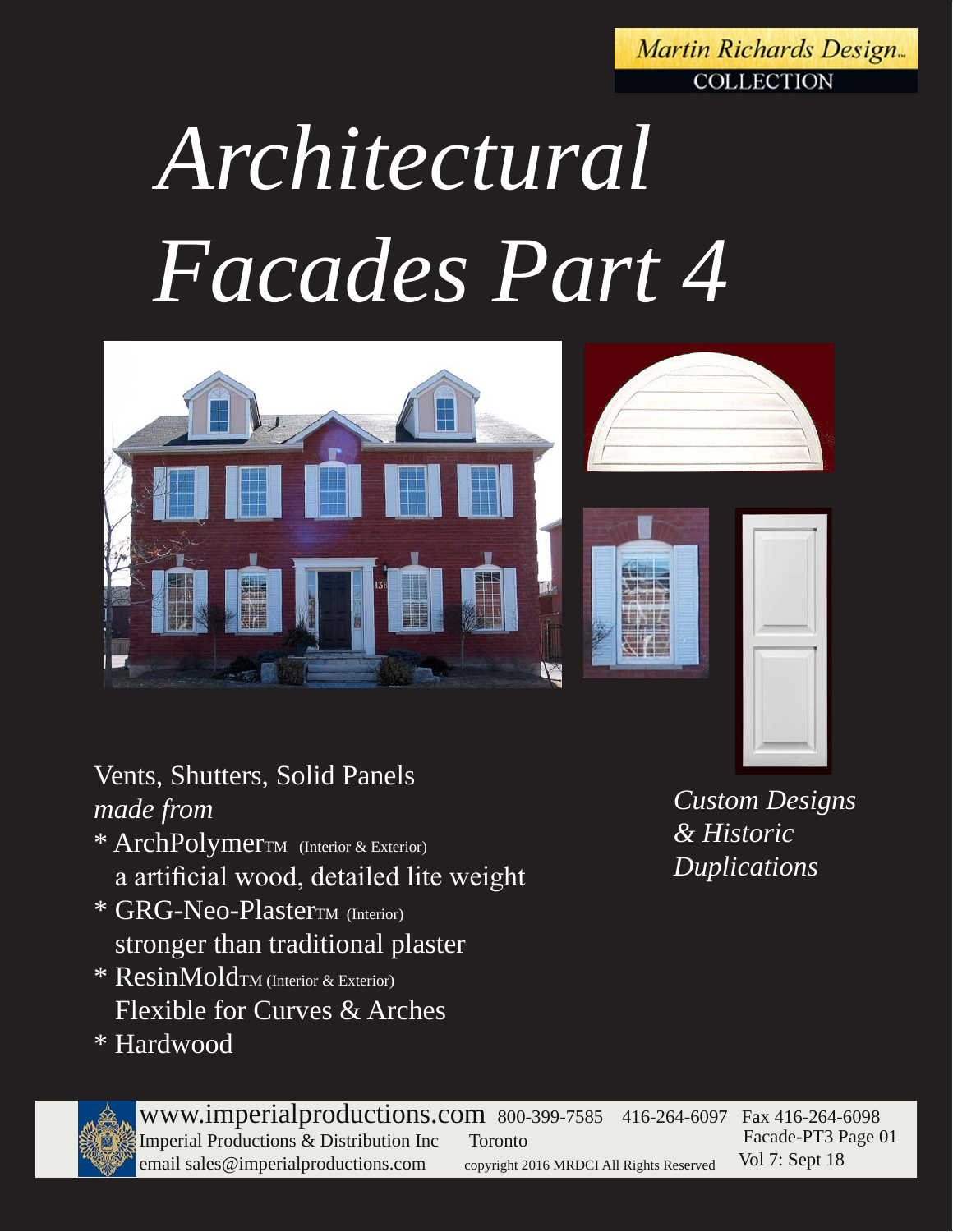Martin Richards Design™
COLLECTION

# Architectural Facades Part 4

Vents, Shutters, Solid Panels
*made from*

* ArchPolymerTM (Interior & Exterior)
  a artificial wood, detailed lite weight
* GRG-Neo-PlasterTM (Interior)
  stronger than traditional plaster
* ResinMoldTM (Interior & Exterior)
  Flexible for Curves & Arches
* Hardwood

*Custom Designs & Historic Duplications*

www.imperialproductions.com 800-399-7585 416-264-6097 Fax 416-264-6098
Imperial Productions & Distribution Inc Toronto
email sales@imperialproductions.com copyright 2016 MRDCI All Rights Reserved
Facade-PT3 Page 01
Vol 7: Sept 18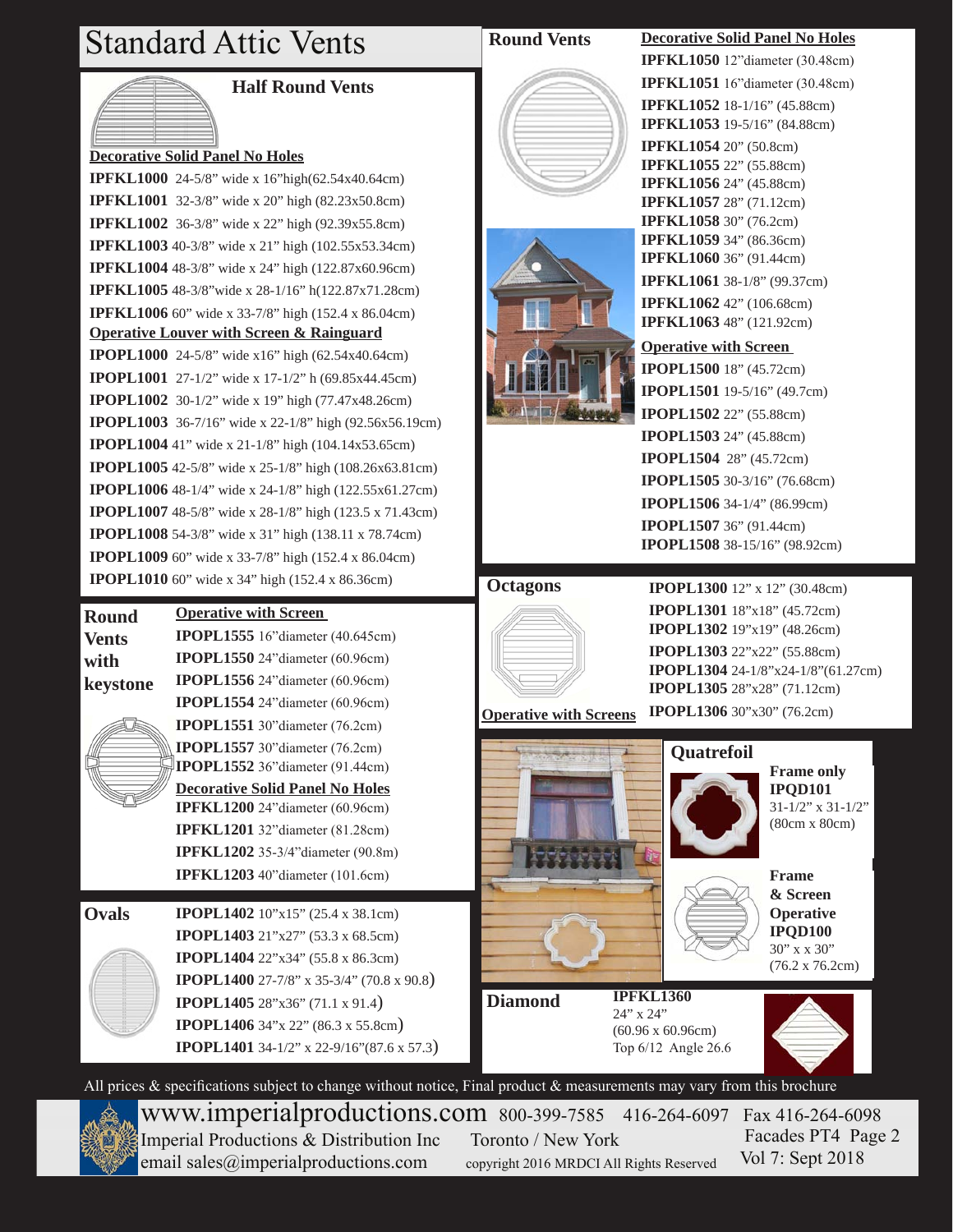# Standard Attic Vents

## Half Round Vents

**Decorative Solid Panel No Holes**

**IPFKL1000** 24-5/8" wide x 16"high(62.54x40.64cm)
**IPFKL1001** 32-3/8" wide x 20" high (82.23x50.8cm)
**IPFKL1002** 36-3/8" wide x 22" high (92.39x55.8cm)
**IPFKL1003** 40-3/8" wide x 21" high (102.55x53.34cm)
**IPFKL1004** 48-3/8" wide x 24" high (122.87x60.96cm)
**IPFKL1005** 48-3/8"wide x 28-1/16" h(122.87x71.28cm)
**IPFKL1006** 60" wide x 33-7/8" high (152.4 x 86.04cm)

**Operative Louver with Screen & Rainguard**

**IPOPL1000** 24-5/8" wide x16" high (62.54x40.64cm)
**IPOPL1001** 27-1/2" wide x 17-1/2" h (69.85x44.45cm)
**IPOPL1002** 30-1/2" wide x 19" high (77.47x48.26cm)
**IPOPL1003** 36-7/16" wide x 22-1/8" high (92.56x56.19cm)
**IPOPL1004** 41" wide x 21-1/8" high (104.14x53.65cm)
**IPOPL1005** 42-5/8" wide x 25-1/8" high (108.26x63.81cm)
**IPOPL1006** 48-1/4" wide x 24-1/8" high (122.55x61.27cm)
**IPOPL1007** 48-5/8" wide x 28-1/8" high (123.5 x 71.43cm)
**IPOPL1008** 54-3/8" wide x 31" high (138.11 x 78.74cm)
**IPOPL1009** 60" wide x 33-7/8" high (152.4 x 86.04cm)
**IPOPL1010** 60" wide x 34" high (152.4 x 86.36cm)

## Round Vents with keystone

**Operative with Screen**

**IPOPL1555** 16"diameter (40.645cm)
**IPOPL1550** 24"diameter (60.96cm)
**IPOPL1556** 24"diameter (60.96cm)
**IPOPL1554** 24"diameter (60.96cm)
**IPOPL1551** 30"diameter (76.2cm)
**IPOPL1557** 30"diameter (76.2cm)
**IPOPL1552** 36"diameter (91.44cm)

**Decorative Solid Panel No Holes**

**IPFKL1200** 24"diameter (60.96cm)
**IPFKL1201** 32"diameter (81.28cm)
**IPFKL1202** 35-3/4"diameter (90.8m)
**IPFKL1203** 40"diameter (101.6cm)

## Ovals

**IPOPL1402** 10"x15" (25.4 x 38.1cm)
**IPOPL1403** 21"x27" (53.3 x 68.5cm)
**IPOPL1404** 22"x34" (55.8 x 86.3cm)
**IPOPL1400** 27-7/8" x 35-3/4" (70.8 x 90.8)
**IPOPL1405** 28"x36" (71.1 x 91.4)
**IPOPL1406** 34"x 22" (86.3 x 55.8cm)
**IPOPL1401** 34-1/2" x 22-9/16"(87.6 x 57.3)

## Round Vents

**Decorative Solid Panel No Holes**

**IPFKL1050** 12"diameter (30.48cm)
**IPFKL1051** 16"diameter (30.48cm)
**IPFKL1052** 18-1/16" (45.88cm)
**IPFKL1053** 19-5/16" (84.88cm)
**IPFKL1054** 20" (50.8cm)
**IPFKL1055** 22" (55.88cm)
**IPFKL1056** 24" (45.88cm)
**IPFKL1057** 28" (71.12cm)
**IPFKL1058** 30" (76.2cm)
**IPFKL1059** 34" (86.36cm)
**IPFKL1060** 36" (91.44cm)
**IPFKL1061** 38-1/8" (99.37cm)
**IPFKL1062** 42" (106.68cm)
**IPFKL1063** 48" (121.92cm)

**Operative with Screen**

**IPOPL1500** 18" (45.72cm)
**IPOPL1501** 19-5/16" (49.7cm)
**IPOPL1502** 22" (55.88cm)
**IPOPL1503** 24" (45.88cm)
**IPOPL1504** 28" (45.72cm)
**IPOPL1505** 30-3/16" (76.68cm)
**IPOPL1506** 34-1/4" (86.99cm)
**IPOPL1507** 36" (91.44cm)
**IPOPL1508** 38-15/16" (98.92cm)

## Octagons

**Operative with Screens**

**IPOPL1300** 12" x 12" (30.48cm)
**IPOPL1301** 18"x18" (45.72cm)
**IPOPL1302** 19"x19" (48.26cm)
**IPOPL1303** 22"x22" (55.88cm)
**IPOPL1304** 24-1/8"x24-1/8"(61.27cm)
**IPOPL1305** 28"x28" (71.12cm)
**IPOPL1306** 30"x30" (76.2cm)

## Quatrefoil

**Frame only**
**IPQD101**
31-1/2" x 31-1/2"
(80cm x 80cm)

**Frame & Screen Operative**
**IPQD100**
30" x x 30"
(76.2 x 76.2cm)

## Diamond

**IPFKL1360**
24" x 24"
(60.96 x 60.96cm)
Top 6/12 Angle 26.6

All prices & specifications subject to change without notice, Final product & measurements may vary from this brochure

www.imperialproductions.com 800-399-7585 416-264-6097 Fax 416-264-6098
Imperial Productions & Distribution Inc Toronto / New York
email sales@imperialproductions.com copyright 2016 MRDCI All Rights Reserved
Facades PT4 Page 2
Vol 7: Sept 2018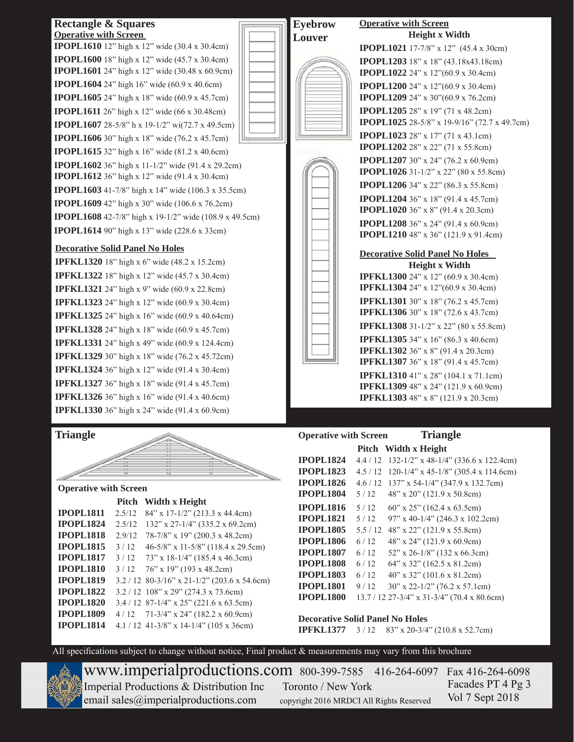## Rectangle & Squares

**Operative with Screen**

**IPOPL1610** 12" high x 12" wide (30.4 x 30.4cm)
**IPOPL1600** 18" high x 12" wide (45.7 x 30.4cm)
**IPOPL1601** 24" high x 12" wide (30.48 x 60.9cm)
**IPOPL1604** 24" high 16" wide (60.9 x 40.6cm)
**IPOPL1605** 24" high x 18" wide (60.9 x 45.7cm)
**IPOPL1611** 26" high x 12" wide (66 x 30.48cm)
**IPOPL1607** 28-5/8" h x 19-1/2" wi(72.7 x 49.5cm)
**IPOPL1606** 30" high x 18" wide (76.2 x 45.7cm)
**IPOPL1615** 32" high x 16" wide (81.2 x 40.6cm)
**IPOPL1602** 36" high x 11-1/2" wide (91.4 x 29.2cm)
**IPOPL1612** 36" high x 12" wide (91.4 x 30.4cm)
**IPOPL1603** 41-7/8" high x 14" wide (106.3 x 35.5cm)
**IPOPL1609** 42" high x 30" wide (106.6 x 76.2cm)
**IPOPL1608** 42-7/8" high x 19-1/2" wide (108.9 x 49.5cm)
**IPOPL1614** 90" high x 13" wide (228.6 x 33cm)

**Decorative Solid Panel No Holes**

**IPFKL1320** 18" high x 6" wide (48.2 x 15.2cm)
**IPFKL1322** 18" high x 12" wide (45.7 x 30.4cm)
**IPFKL1321** 24" high x 9" wide (60.9 x 22.8cm)
**IPFKL1323** 24" high x 12" wide (60.9 x 30.4cm)
**IPFKL1325** 24" high x 16" wide (60.9 x 40.64cm)
**IPFKL1328** 24" high x 18" wide (60.9 x 45.7cm)
**IPFKL1331** 24" high x 49" wide (60.9 x 124.4cm)
**IPFKL1329** 30" high x 18" wide (76.2 x 45.72cm)
**IPFKL1324** 36" high x 12" wide (91.4 x 30.4cm)
**IPFKL1327** 36" high x 18" wide (91.4 x 45.7cm)
**IPFKL1326** 36" high x 16" wide (91.4 x 40.6cm)
**IPFKL1330** 36" high x 24" wide (91.4 x 60.9cm)

## Eyebrow Louver

**Operative with Screen**

**Height x Width**

**IPOPL1021** 17-7/8" x 12" (45.4 x 30cm)
**IPOPL1203** 18" x 18" (43.18x43.18cm)
**IPOPL1022** 24" x 12"(60.9 x 30.4cm)
**IPOPL1200** 24" x 12"(60.9 x 30.4cm)
**IPOPL1209** 24" x 30"(60.9 x 76.2cm)
**IPOPL1205** 28" x 19" (71 x 48.2cm)
**IPOPL1025** 28-5/8" x 19-9/16" (72.7 x 49.7cm)
**IPOPL1023** 28" x 17" (71 x 43.1cm)
**IPOPL1202** 28" x 22" (71 x 55.8cm)
**IPOPL1207** 30" x 24" (76.2 x 60.9cm)
**IPOPL1026** 31-1/2" x 22" (80 x 55.8cm)
**IPOPL1206** 34" x 22" (86.3 x 55.8cm)
**IPOPL1204** 36" x 18" (91.4 x 45.7cm)
**IPOPL1020** 36" x 8" (91.4 x 20.3cm)
**IPOPL1208** 36" x 24" (91.4 x 60.9cm)
**IPOPL1210** 48" x 36" (121.9 x 91.4cm)

**Decorative Solid Panel No Holes**

**Height x Width**

**IPFKL1300** 24" x 12" (60.9 x 30.4cm)
**IPFKL1304** 24" x 12"(60.9 x 30.4cm)
**IPFKL1301** 30" x 18" (76.2 x 45.7cm)
**IPFKL1306** 30" x 18" (72.6 x 43.7cm)
**IPFKL1308** 31-1/2" x 22" (80 x 55.8cm)
**IPFKL1305** 34" x 16" (86.3 x 40.6cm)
**IPFKL1302** 36" x 8" (91.4 x 20.3cm)
**IPFKL1307** 36" x 18" (91.4 x 45.7cm)
**IPFKL1310** 41" x 28" (104.1 x 71.1cm)
**IPFKL1309** 48" x 24" (121.9 x 60.9cm)
**IPFKL1303** 48" x 8" (121.9 x 20.3cm)

## Triangle

**Operative with Screen**

| | Pitch | Width x Height |
|---|---|---|
| **IPOPL1811** | 2.5/12 | 84" x 17-1/2" (213.3 x 44.4cm) |
| **IPOPL1824** | 2.5/12 | 132" x 27-1/4" (335.2 x 69.2cm) |
| **IPOPL1818** | 2.9/12 | 78-7/8" x 19" (200.3 x 48.2cm) |
| **IPOPL1815** | 3 / 12 | 46-5/8" x 11-5/8" (118.4 x 29.5cm) |
| **IPOPL1817** | 3 / 12 | 73" x 18-1/4" (185.4 x 46.3cm) |
| **IPOPL1810** | 3 / 12 | 76" x 19" (193 x 48.2cm) |
| **IPOPL1819** | 3.2 / 12 | 80-3/16" x 21-1/2" (203.6 x 54.6cm) |
| **IPOPL1822** | 3.2 / 12 | 108" x 29" (274.3 x 73.6cm) |
| **IPOPL1820** | 3.4 / 12 | 87-1/4" x 25" (221.6 x 63.5cm) |
| **IPOPL1809** | 4 / 12 | 71-3/4" x 24" (182.2 x 60.9cm) |
| **IPOPL1814** | 4.1 / 12 | 41-3/8" x 14-1/4" (105 x 36cm) |

## Operative with Screen — Triangle

| | Pitch | Width x Height |
|---|---|---|
| **IPOPL1824** | 4.4 / 12 | 132-1/2" x 48-1/4" (336.6 x 122.4cm) |
| **IPOPL1823** | 4.5 / 12 | 120-1/4" x 45-1/8" (305.4 x 114.6cm) |
| **IPOPL1826** | 4.6 / 12 | 137" x 54-1/4" (347.9 x 132.7cm) |
| **IPOPL1804** | 5 / 12 | 48" x 20" (121.9 x 50.8cm) |
| **IPOPL1816** | 5 / 12 | 60" x 25" (162.4 x 63.5cm) |
| **IPOPL1821** | 5 / 12 | 97" x 40-1/4" (246.3 x 102.2cm) |
| **IPOPL1805** | 5.5 / 12 | 48" x 22" (121.9 x 55.8cm) |
| **IPOPL1806** | 6 / 12 | 48" x 24" (121.9 x 60.9cm) |
| **IPOPL1807** | 6 / 12 | 52" x 26-1/8" (132 x 66.3cm) |
| **IPOPL1808** | 6 / 12 | 64" x 32" (162.5 x 81.2cm) |
| **IPOPL1803** | 6 / 12 | 40" x 32" (101.6 x 81.2cm) |
| **IPOPL1801** | 9 / 12 | 30" x 22-1/2" (76.2 x 57.1cm) |
| **IPOPL1800** | 13.7 / 12 | 27-3/4" x 31-3/4" (70.4 x 80.6cm) |

**Decorative Solid Panel No Holes**

| | Pitch | Width x Height |
|---|---|---|
| **IPFKL1377** | 3 / 12 | 83" x 20-3/4" (210.8 x 52.7cm) |

All specifications subject to change without notice, Final product & measurements may vary from this brochure

www.imperialproductions.com 800-399-7585 416-264-6097 Fax 416-264-6098
Imperial Productions & Distribution Inc Toronto / New York
email sales@imperialproductions.com copyright 2016 MRDCI All Rights Reserved
Facades PT 4 Pg 3
Vol 7 Sept 2018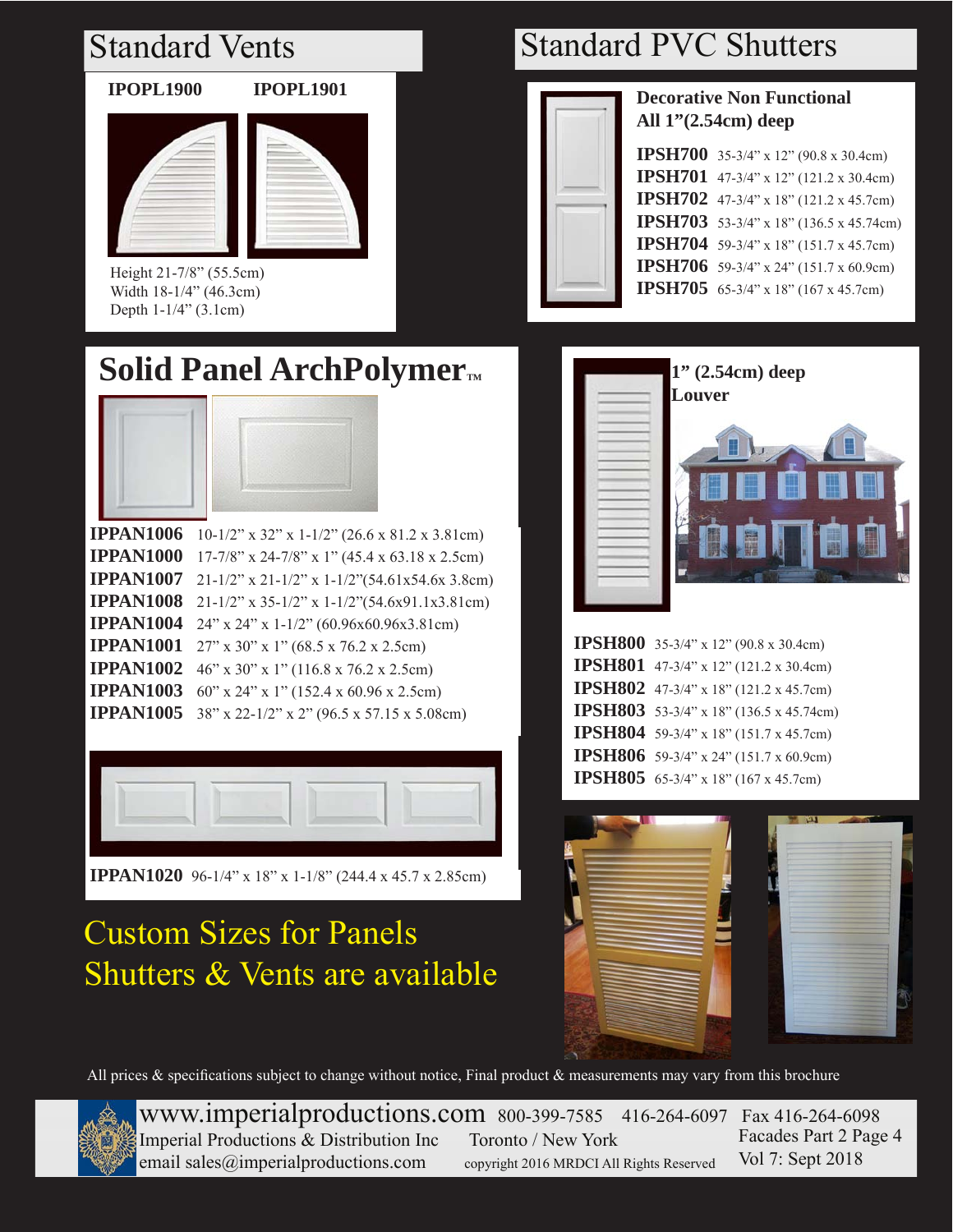## Standard Vents

**IPOPL1900** **IPOPL1901**

Height 21-7/8" (55.5cm)
Width 18-1/4" (46.3cm)
Depth 1-1/4" (3.1cm)

## Standard PVC Shutters

**Decorative Non Functional**
**All 1"(2.54cm) deep**

| | |
|---|---|
| **IPSH700** | 35-3/4" x 12" (90.8 x 30.4cm) |
| **IPSH701** | 47-3/4" x 12" (121.2 x 30.4cm) |
| **IPSH702** | 47-3/4" x 18" (121.2 x 45.7cm) |
| **IPSH703** | 53-3/4" x 18" (136.5 x 45.74cm) |
| **IPSH704** | 59-3/4" x 18" (151.7 x 45.7cm) |
| **IPSH706** | 59-3/4" x 24" (151.7 x 60.9cm) |
| **IPSH705** | 65-3/4" x 18" (167 x 45.7cm) |

## Solid Panel ArchPolymer™

| | |
|---|---|
| **IPPAN1006** | 10-1/2" x 32" x 1-1/2" (26.6 x 81.2 x 3.81cm) |
| **IPPAN1000** | 17-7/8" x 24-7/8" x 1" (45.4 x 63.18 x 2.5cm) |
| **IPPAN1007** | 21-1/2" x 21-1/2" x 1-1/2"(54.61x54.6x 3.8cm) |
| **IPPAN1008** | 21-1/2" x 35-1/2" x 1-1/2"(54.6x91.1x3.81cm) |
| **IPPAN1004** | 24" x 24" x 1-1/2" (60.96x60.96x3.81cm) |
| **IPPAN1001** | 27" x 30" x 1" (68.5 x 76.2 x 2.5cm) |
| **IPPAN1002** | 46" x 30" x 1" (116.8 x 76.2 x 2.5cm) |
| **IPPAN1003** | 60" x 24" x 1" (152.4 x 60.96 x 2.5cm) |
| **IPPAN1005** | 38" x 22-1/2" x 2" (96.5 x 57.15 x 5.08cm) |

**IPPAN1020** 96-1/4" x 18" x 1-1/8" (244.4 x 45.7 x 2.85cm)

**1" (2.54cm) deep**
**Louver**

| | |
|---|---|
| **IPSH800** | 35-3/4" x 12" (90.8 x 30.4cm) |
| **IPSH801** | 47-3/4" x 12" (121.2 x 30.4cm) |
| **IPSH802** | 47-3/4" x 18" (121.2 x 45.7cm) |
| **IPSH803** | 53-3/4" x 18" (136.5 x 45.74cm) |
| **IPSH804** | 59-3/4" x 18" (151.7 x 45.7cm) |
| **IPSH806** | 59-3/4" x 24" (151.7 x 60.9cm) |
| **IPSH805** | 65-3/4" x 18" (167 x 45.7cm) |

Custom Sizes for Panels
Shutters & Vents are available

All prices & specifications subject to change without notice, Final product & measurements may vary from this brochure

www.imperialproductions.com 800-399-7585 416-264-6097 Fax 416-264-6098
Imperial Productions & Distribution Inc Toronto / New York
email sales@imperialproductions.com copyright 2016 MRDCI All Rights Reserved
Facades Part 2 Page 4
Vol 7: Sept 2018